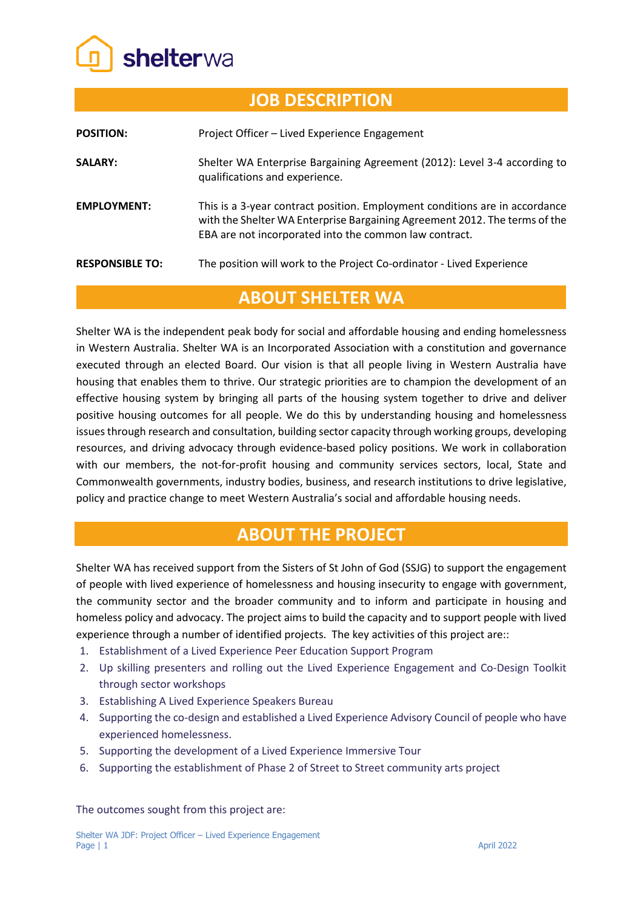shelterwa

# JOB DESCRIPTION

| | |
|---|---|
| **POSITION:** | Project Officer – Lived Experience Engagement |
| **SALARY:** | Shelter WA Enterprise Bargaining Agreement (2012): Level 3-4 according to qualifications and experience. |
| **EMPLOYMENT:** | This is a 3-year contract position. Employment conditions are in accordance with the Shelter WA Enterprise Bargaining Agreement 2012. The terms of the EBA are not incorporated into the common law contract. |
| **RESPONSIBLE TO:** | The position will work to the Project Co-ordinator - Lived Experience |

## ABOUT SHELTER WA

Shelter WA is the independent peak body for social and affordable housing and ending homelessness in Western Australia. Shelter WA is an Incorporated Association with a constitution and governance executed through an elected Board. Our vision is that all people living in Western Australia have housing that enables them to thrive. Our strategic priorities are to champion the development of an effective housing system by bringing all parts of the housing system together to drive and deliver positive housing outcomes for all people. We do this by understanding housing and homelessness issues through research and consultation, building sector capacity through working groups, developing resources, and driving advocacy through evidence-based policy positions. We work in collaboration with our members, the not-for-profit housing and community services sectors, local, State and Commonwealth governments, industry bodies, business, and research institutions to drive legislative, policy and practice change to meet Western Australia's social and affordable housing needs.

## ABOUT THE PROJECT

Shelter WA has received support from the Sisters of St John of God (SSJG) to support the engagement of people with lived experience of homelessness and housing insecurity to engage with government, the community sector and the broader community and to inform and participate in housing and homeless policy and advocacy. The project aims to build the capacity and to support people with lived experience through a number of identified projects. The key activities of this project are::

1. Establishment of a Lived Experience Peer Education Support Program
2. Up skilling presenters and rolling out the Lived Experience Engagement and Co-Design Toolkit through sector workshops
3. Establishing A Lived Experience Speakers Bureau
4. Supporting the co-design and established a Lived Experience Advisory Council of people who have experienced homelessness.
5. Supporting the development of a Lived Experience Immersive Tour
6. Supporting the establishment of Phase 2 of Street to Street community arts project

The outcomes sought from this project are: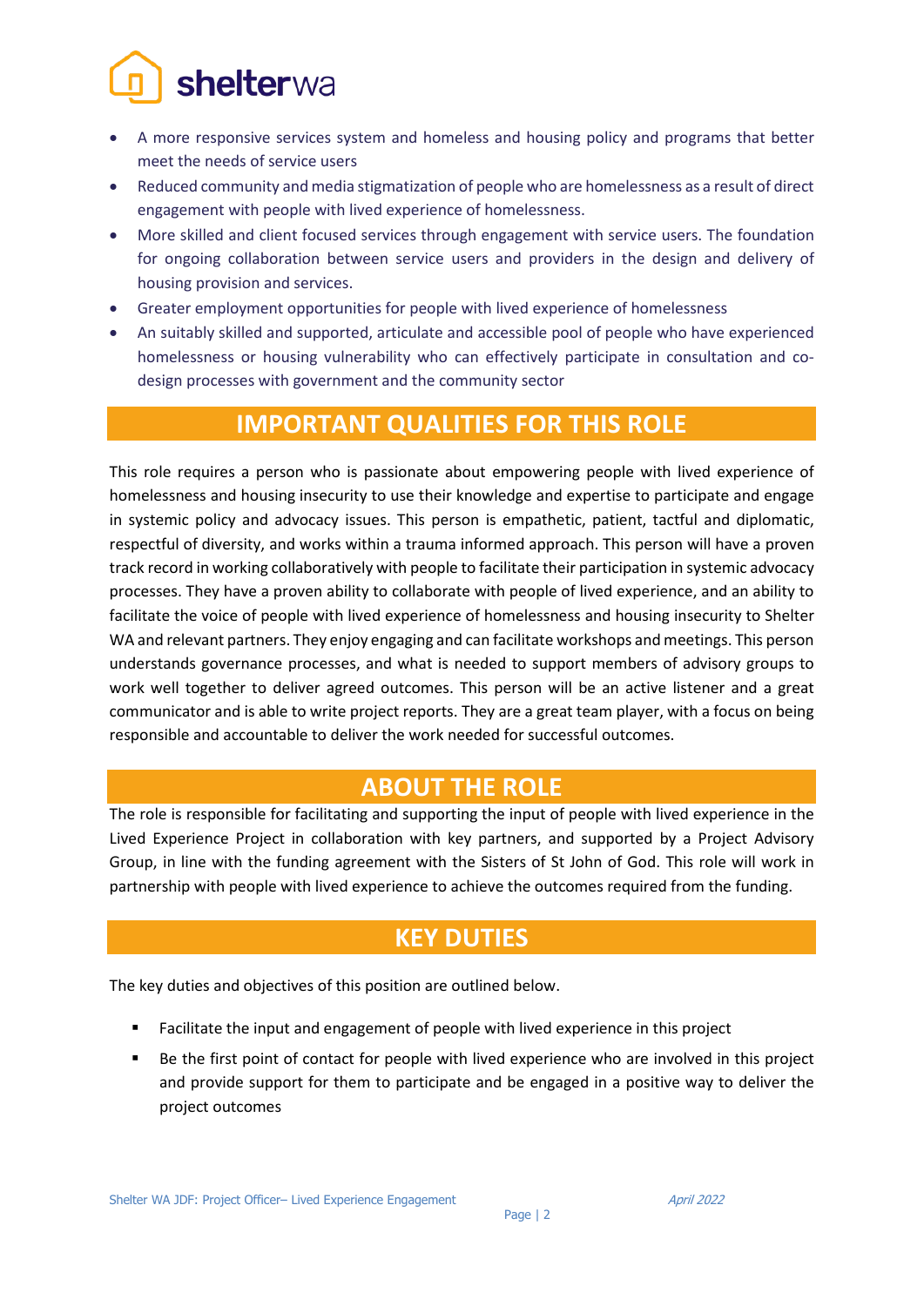- A more responsive services system and homeless and housing policy and programs that better meet the needs of service users
- Reduced community and media stigmatization of people who are homelessness as a result of direct engagement with people with lived experience of homelessness.
- More skilled and client focused services through engagement with service users. The foundation for ongoing collaboration between service users and providers in the design and delivery of housing provision and services.
- Greater employment opportunities for people with lived experience of homelessness
- An suitably skilled and supported, articulate and accessible pool of people who have experienced homelessness or housing vulnerability who can effectively participate in consultation and co-design processes with government and the community sector

## IMPORTANT QUALITIES FOR THIS ROLE

This role requires a person who is passionate about empowering people with lived experience of homelessness and housing insecurity to use their knowledge and expertise to participate and engage in systemic policy and advocacy issues. This person is empathetic, patient, tactful and diplomatic, respectful of diversity, and works within a trauma informed approach. This person will have a proven track record in working collaboratively with people to facilitate their participation in systemic advocacy processes. They have a proven ability to collaborate with people of lived experience, and an ability to facilitate the voice of people with lived experience of homelessness and housing insecurity to Shelter WA and relevant partners. They enjoy engaging and can facilitate workshops and meetings. This person understands governance processes, and what is needed to support members of advisory groups to work well together to deliver agreed outcomes. This person will be an active listener and a great communicator and is able to write project reports. They are a great team player, with a focus on being responsible and accountable to deliver the work needed for successful outcomes.

## ABOUT THE ROLE

The role is responsible for facilitating and supporting the input of people with lived experience in the Lived Experience Project in collaboration with key partners, and supported by a Project Advisory Group, in line with the funding agreement with the Sisters of St John of God. This role will work in partnership with people with lived experience to achieve the outcomes required from the funding.

## KEY DUTIES

The key duties and objectives of this position are outlined below.

- Facilitate the input and engagement of people with lived experience in this project
- Be the first point of contact for people with lived experience who are involved in this project and provide support for them to participate and be engaged in a positive way to deliver the project outcomes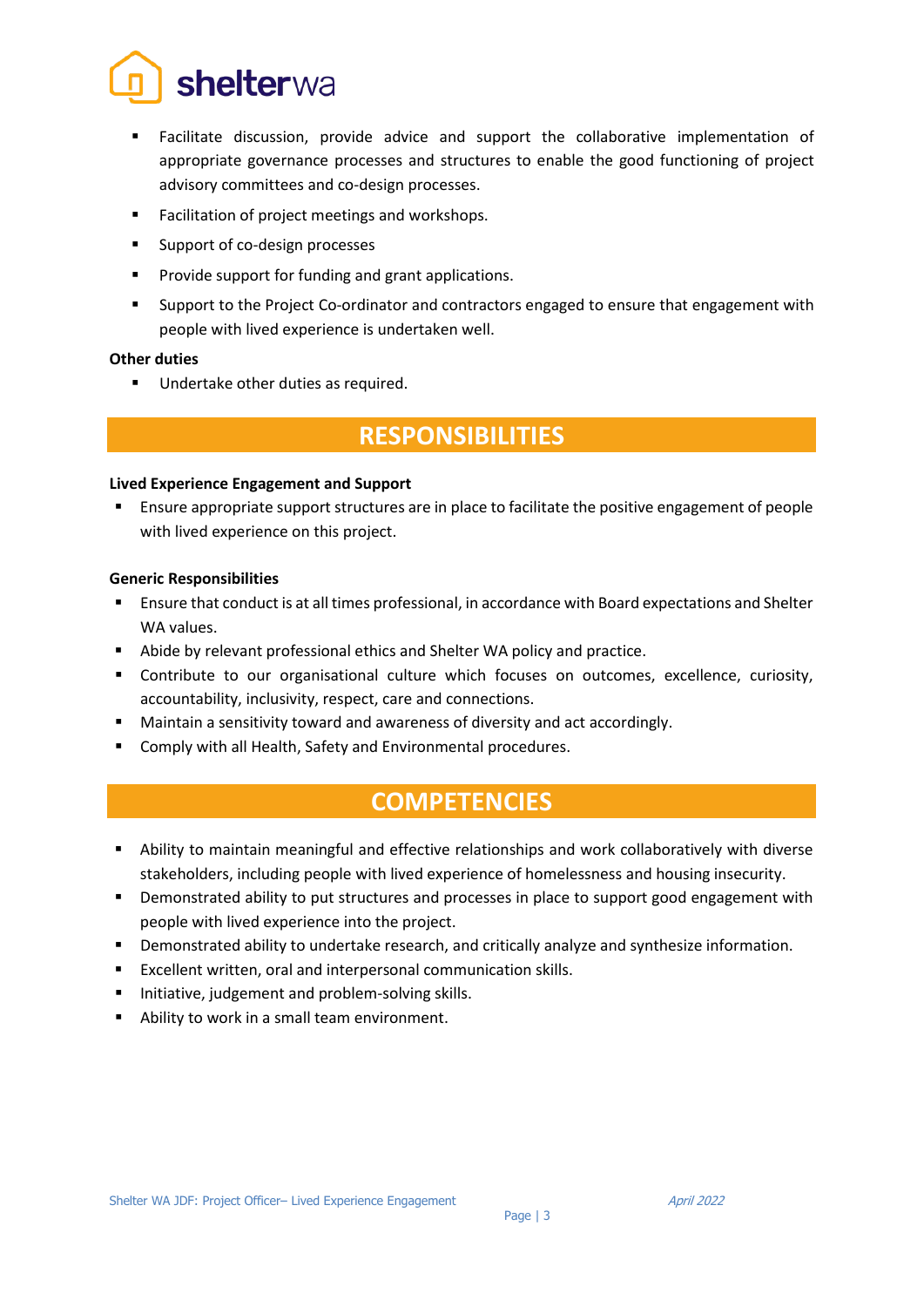- Facilitate discussion, provide advice and support the collaborative implementation of appropriate governance processes and structures to enable the good functioning of project advisory committees and co-design processes.
- Facilitation of project meetings and workshops.
- Support of co-design processes
- Provide support for funding and grant applications.
- Support to the Project Co-ordinator and contractors engaged to ensure that engagement with people with lived experience is undertaken well.

**Other duties**

- Undertake other duties as required.

## RESPONSIBILITIES

**Lived Experience Engagement and Support**

- Ensure appropriate support structures are in place to facilitate the positive engagement of people with lived experience on this project.

**Generic Responsibilities**

- Ensure that conduct is at all times professional, in accordance with Board expectations and Shelter WA values.
- Abide by relevant professional ethics and Shelter WA policy and practice.
- Contribute to our organisational culture which focuses on outcomes, excellence, curiosity, accountability, inclusivity, respect, care and connections.
- Maintain a sensitivity toward and awareness of diversity and act accordingly.
- Comply with all Health, Safety and Environmental procedures.

## COMPETENCIES

- Ability to maintain meaningful and effective relationships and work collaboratively with diverse stakeholders, including people with lived experience of homelessness and housing insecurity.
- Demonstrated ability to put structures and processes in place to support good engagement with people with lived experience into the project.
- Demonstrated ability to undertake research, and critically analyze and synthesize information.
- Excellent written, oral and interpersonal communication skills.
- Initiative, judgement and problem-solving skills.
- Ability to work in a small team environment.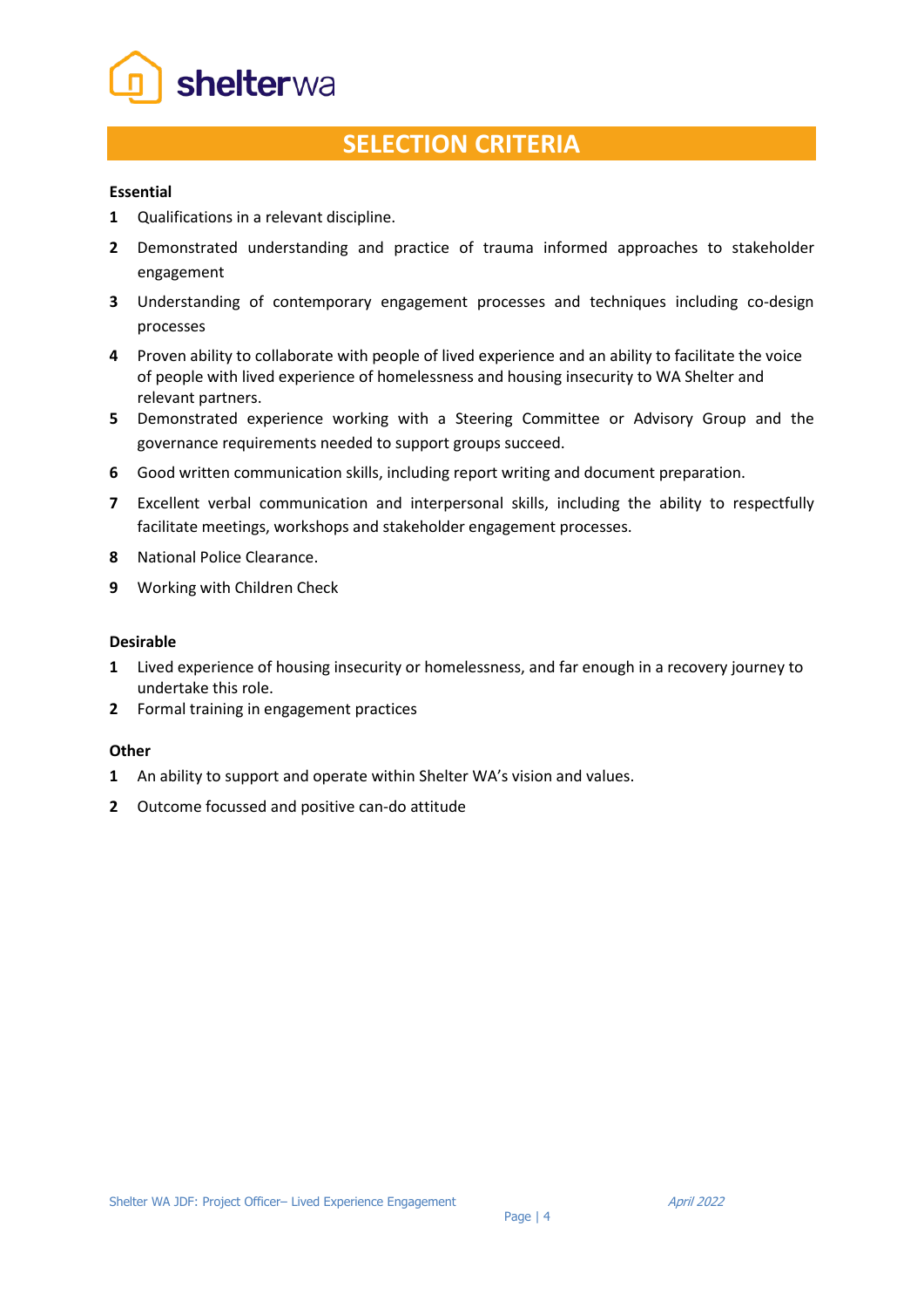# SELECTION CRITERIA

**Essential**

1. Qualifications in a relevant discipline.
2. Demonstrated understanding and practice of trauma informed approaches to stakeholder engagement
3. Understanding of contemporary engagement processes and techniques including co-design processes
4. Proven ability to collaborate with people of lived experience and an ability to facilitate the voice of people with lived experience of homelessness and housing insecurity to WA Shelter and relevant partners.
5. Demonstrated experience working with a Steering Committee or Advisory Group and the governance requirements needed to support groups succeed.
6. Good written communication skills, including report writing and document preparation.
7. Excellent verbal communication and interpersonal skills, including the ability to respectfully facilitate meetings, workshops and stakeholder engagement processes.
8. National Police Clearance.
9. Working with Children Check

**Desirable**

1. Lived experience of housing insecurity or homelessness, and far enough in a recovery journey to undertake this role.
2. Formal training in engagement practices

**Other**

1. An ability to support and operate within Shelter WA's vision and values.
2. Outcome focussed and positive can-do attitude